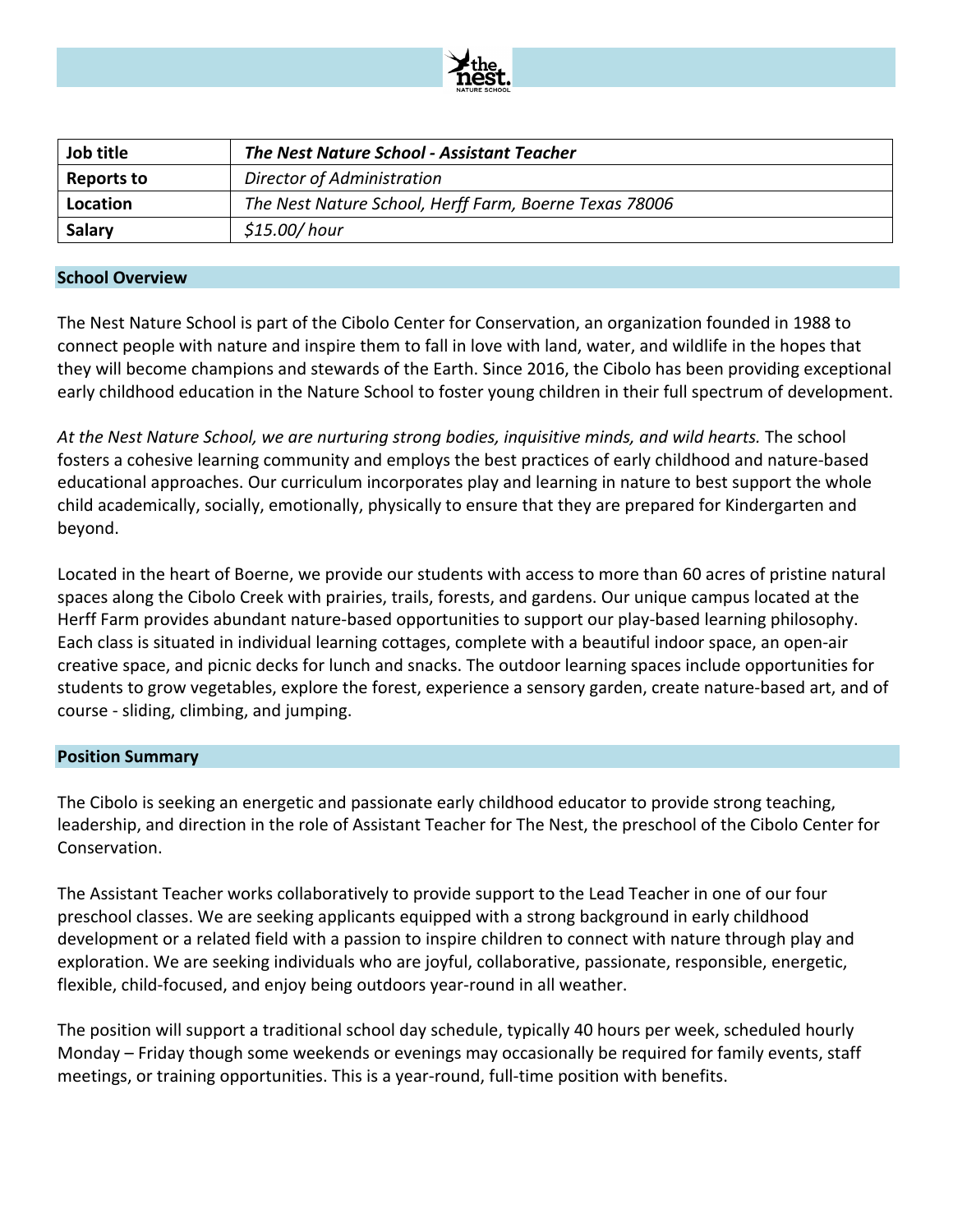| Job title | *The Nest Nature School - Assistant Teacher* |
| --- | --- |
| **Reports to** | *Director of Administration* |
| **Location** | *The Nest Nature School, Herff Farm, Boerne Texas 78006* |
| **Salary** | *$15.00/ hour* |

## School Overview

The Nest Nature School is part of the Cibolo Center for Conservation, an organization founded in 1988 to connect people with nature and inspire them to fall in love with land, water, and wildlife in the hopes that they will become champions and stewards of the Earth. Since 2016, the Cibolo has been providing exceptional early childhood education in the Nature School to foster young children in their full spectrum of development.

*At the Nest Nature School, we are nurturing strong bodies, inquisitive minds, and wild hearts.* The school fosters a cohesive learning community and employs the best practices of early childhood and nature-based educational approaches. Our curriculum incorporates play and learning in nature to best support the whole child academically, socially, emotionally, physically to ensure that they are prepared for Kindergarten and beyond.

Located in the heart of Boerne, we provide our students with access to more than 60 acres of pristine natural spaces along the Cibolo Creek with prairies, trails, forests, and gardens. Our unique campus located at the Herff Farm provides abundant nature-based opportunities to support our play-based learning philosophy. Each class is situated in individual learning cottages, complete with a beautiful indoor space, an open-air creative space, and picnic decks for lunch and snacks. The outdoor learning spaces include opportunities for students to grow vegetables, explore the forest, experience a sensory garden, create nature-based art, and of course - sliding, climbing, and jumping.

## Position Summary

The Cibolo is seeking an energetic and passionate early childhood educator to provide strong teaching, leadership, and direction in the role of Assistant Teacher for The Nest, the preschool of the Cibolo Center for Conservation.

The Assistant Teacher works collaboratively to provide support to the Lead Teacher in one of our four preschool classes. We are seeking applicants equipped with a strong background in early childhood development or a related field with a passion to inspire children to connect with nature through play and exploration. We are seeking individuals who are joyful, collaborative, passionate, responsible, energetic, flexible, child-focused, and enjoy being outdoors year-round in all weather.

The position will support a traditional school day schedule, typically 40 hours per week, scheduled hourly Monday – Friday though some weekends or evenings may occasionally be required for family events, staff meetings, or training opportunities. This is a year-round, full-time position with benefits.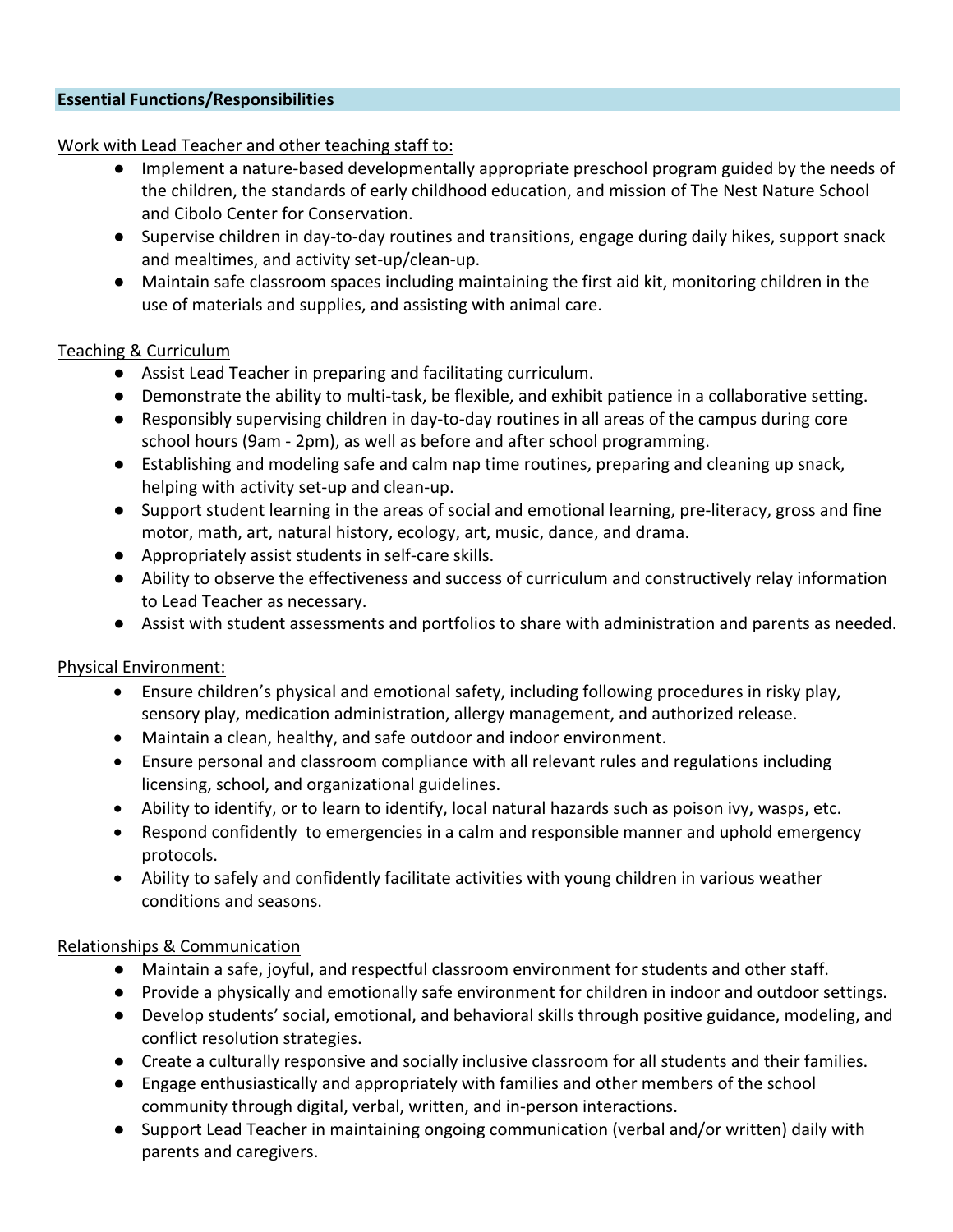## Essential Functions/Responsibilities

Work with Lead Teacher and other teaching staff to:

- Implement a nature-based developmentally appropriate preschool program guided by the needs of the children, the standards of early childhood education, and mission of The Nest Nature School and Cibolo Center for Conservation.
- Supervise children in day-to-day routines and transitions, engage during daily hikes, support snack and mealtimes, and activity set-up/clean-up.
- Maintain safe classroom spaces including maintaining the first aid kit, monitoring children in the use of materials and supplies, and assisting with animal care.

Teaching & Curriculum

- Assist Lead Teacher in preparing and facilitating curriculum.
- Demonstrate the ability to multi-task, be flexible, and exhibit patience in a collaborative setting.
- Responsibly supervising children in day-to-day routines in all areas of the campus during core school hours (9am - 2pm), as well as before and after school programming.
- Establishing and modeling safe and calm nap time routines, preparing and cleaning up snack, helping with activity set-up and clean-up.
- Support student learning in the areas of social and emotional learning, pre-literacy, gross and fine motor, math, art, natural history, ecology, art, music, dance, and drama.
- Appropriately assist students in self-care skills.
- Ability to observe the effectiveness and success of curriculum and constructively relay information to Lead Teacher as necessary.
- Assist with student assessments and portfolios to share with administration and parents as needed.

Physical Environment:

- Ensure children's physical and emotional safety, including following procedures in risky play, sensory play, medication administration, allergy management, and authorized release.
- Maintain a clean, healthy, and safe outdoor and indoor environment.
- Ensure personal and classroom compliance with all relevant rules and regulations including licensing, school, and organizational guidelines.
- Ability to identify, or to learn to identify, local natural hazards such as poison ivy, wasps, etc.
- Respond confidently to emergencies in a calm and responsible manner and uphold emergency protocols.
- Ability to safely and confidently facilitate activities with young children in various weather conditions and seasons.

Relationships & Communication

- Maintain a safe, joyful, and respectful classroom environment for students and other staff.
- Provide a physically and emotionally safe environment for children in indoor and outdoor settings.
- Develop students' social, emotional, and behavioral skills through positive guidance, modeling, and conflict resolution strategies.
- Create a culturally responsive and socially inclusive classroom for all students and their families.
- Engage enthusiastically and appropriately with families and other members of the school community through digital, verbal, written, and in-person interactions.
- Support Lead Teacher in maintaining ongoing communication (verbal and/or written) daily with parents and caregivers.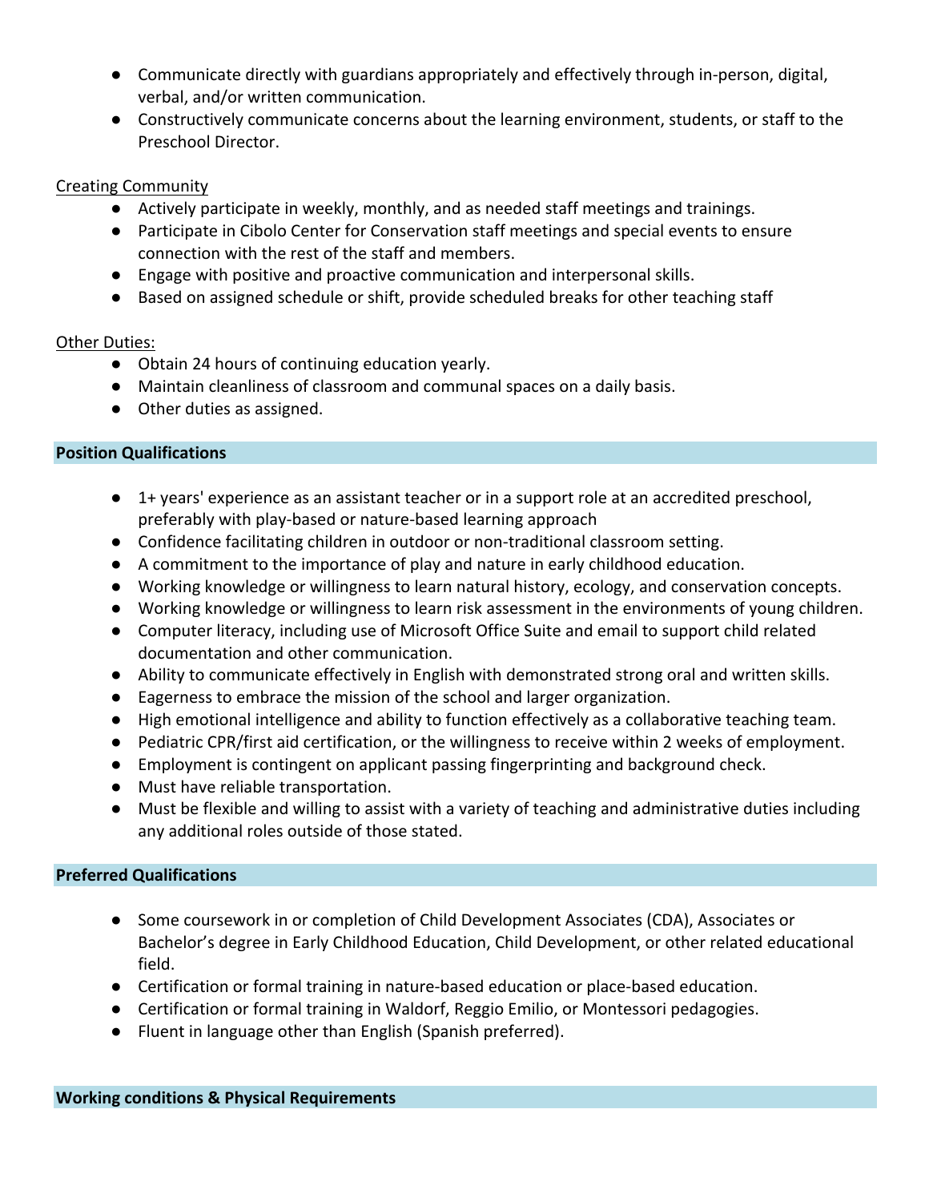- Communicate directly with guardians appropriately and effectively through in-person, digital, verbal, and/or written communication.
- Constructively communicate concerns about the learning environment, students, or staff to the Preschool Director.

Creating Community

- Actively participate in weekly, monthly, and as needed staff meetings and trainings.
- Participate in Cibolo Center for Conservation staff meetings and special events to ensure connection with the rest of the staff and members.
- Engage with positive and proactive communication and interpersonal skills.
- Based on assigned schedule or shift, provide scheduled breaks for other teaching staff

Other Duties:

- Obtain 24 hours of continuing education yearly.
- Maintain cleanliness of classroom and communal spaces on a daily basis.
- Other duties as assigned.

## Position Qualifications

- 1+ years' experience as an assistant teacher or in a support role at an accredited preschool, preferably with play-based or nature-based learning approach
- Confidence facilitating children in outdoor or non-traditional classroom setting.
- A commitment to the importance of play and nature in early childhood education.
- Working knowledge or willingness to learn natural history, ecology, and conservation concepts.
- Working knowledge or willingness to learn risk assessment in the environments of young children.
- Computer literacy, including use of Microsoft Office Suite and email to support child related documentation and other communication.
- Ability to communicate effectively in English with demonstrated strong oral and written skills.
- Eagerness to embrace the mission of the school and larger organization.
- High emotional intelligence and ability to function effectively as a collaborative teaching team.
- Pediatric CPR/first aid certification, or the willingness to receive within 2 weeks of employment.
- Employment is contingent on applicant passing fingerprinting and background check.
- Must have reliable transportation.
- Must be flexible and willing to assist with a variety of teaching and administrative duties including any additional roles outside of those stated.

## Preferred Qualifications

- Some coursework in or completion of Child Development Associates (CDA), Associates or Bachelor's degree in Early Childhood Education, Child Development, or other related educational field.
- Certification or formal training in nature-based education or place-based education.
- Certification or formal training in Waldorf, Reggio Emilio, or Montessori pedagogies.
- Fluent in language other than English (Spanish preferred).

## Working conditions & Physical Requirements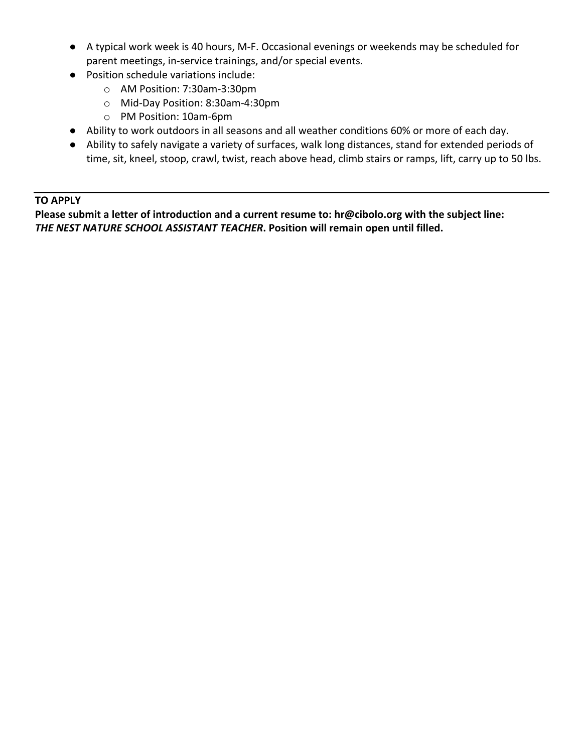- A typical work week is 40 hours, M-F. Occasional evenings or weekends may be scheduled for parent meetings, in-service trainings, and/or special events.
- Position schedule variations include:
  - AM Position: 7:30am-3:30pm
  - Mid-Day Position: 8:30am-4:30pm
  - PM Position: 10am-6pm
- Ability to work outdoors in all seasons and all weather conditions 60% or more of each day.
- Ability to safely navigate a variety of surfaces, walk long distances, stand for extended periods of time, sit, kneel, stoop, crawl, twist, reach above head, climb stairs or ramps, lift, carry up to 50 lbs.

---

**TO APPLY**

**Please submit a letter of introduction and a current resume to: hr@cibolo.org with the subject line:** ***THE NEST NATURE SCHOOL ASSISTANT TEACHER*****. Position will remain open until filled.**